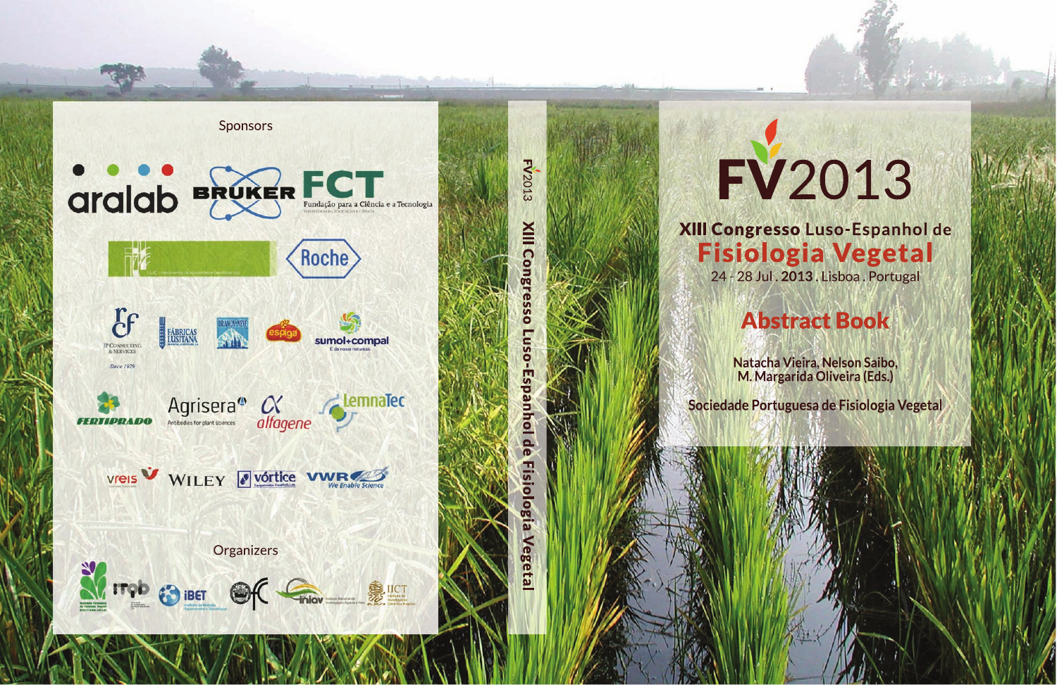# FV2013

## XIII Congresso Luso-Espanhol de Fisiologia Vegetal

24 - 28 Jul . **2013** . Lisboa . Portugal

## Abstract Book

**Natacha Vieira, Nelson Saibo, M. Margarida Oliveira (Eds.)**

**Sociedade Portuguesa de Fisiologia Vegetal**

---

FV2013 **XIII Congresso Luso-Espanhol de Fisiologia Vegetal**

---

Sponsors

aralab · BRUKER · FCT Fundação para a Ciência e a Tecnologia · Roche · IP Consulting & Services · Fábricas Lusitana · Branca de Neve · espiga · sumol+compal · Fertiprado · Agrisera · alfagene · LemnaTec · vreis · WILEY · vórtice · VWR We Enable Science

Organizers

ITQB · iBET · iniav · IICT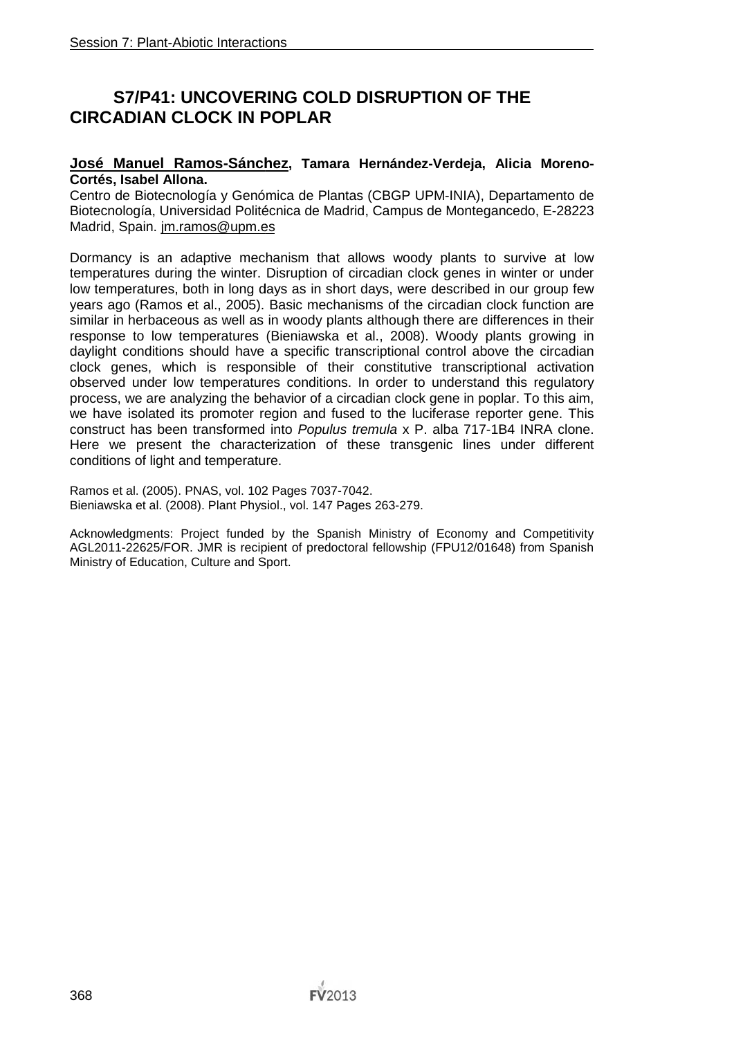# S7/P41: UNCOVERING COLD DISRUPTION OF THE CIRCADIAN CLOCK IN POPLAR

**<u>José Manuel Ramos-Sánchez</u>, Tamara Hernández-Verdeja, Alicia Moreno-Cortés, Isabel Allona.**

Centro de Biotecnología y Genómica de Plantas (CBGP UPM-INIA), Departamento de Biotecnología, Universidad Politécnica de Madrid, Campus de Montegancedo, E-28223 Madrid, Spain. jm.ramos@upm.es

Dormancy is an adaptive mechanism that allows woody plants to survive at low temperatures during the winter. Disruption of circadian clock genes in winter or under low temperatures, both in long days as in short days, were described in our group few years ago (Ramos et al., 2005). Basic mechanisms of the circadian clock function are similar in herbaceous as well as in woody plants although there are differences in their response to low temperatures (Bieniawska et al., 2008). Woody plants growing in daylight conditions should have a specific transcriptional control above the circadian clock genes, which is responsible of their constitutive transcriptional activation observed under low temperatures conditions. In order to understand this regulatory process, we are analyzing the behavior of a circadian clock gene in poplar. To this aim, we have isolated its promoter region and fused to the luciferase reporter gene. This construct has been transformed into *Populus tremula* x P. alba 717-1B4 INRA clone. Here we present the characterization of these transgenic lines under different conditions of light and temperature.

Ramos et al. (2005). PNAS, vol. 102 Pages 7037-7042.
Bieniawska et al. (2008). Plant Physiol., vol. 147 Pages 263-279.

Acknowledgments: Project funded by the Spanish Ministry of Economy and Competitivity AGL2011-22625/FOR. JMR is recipient of predoctoral fellowship (FPU12/01648) from Spanish Ministry of Education, Culture and Sport.